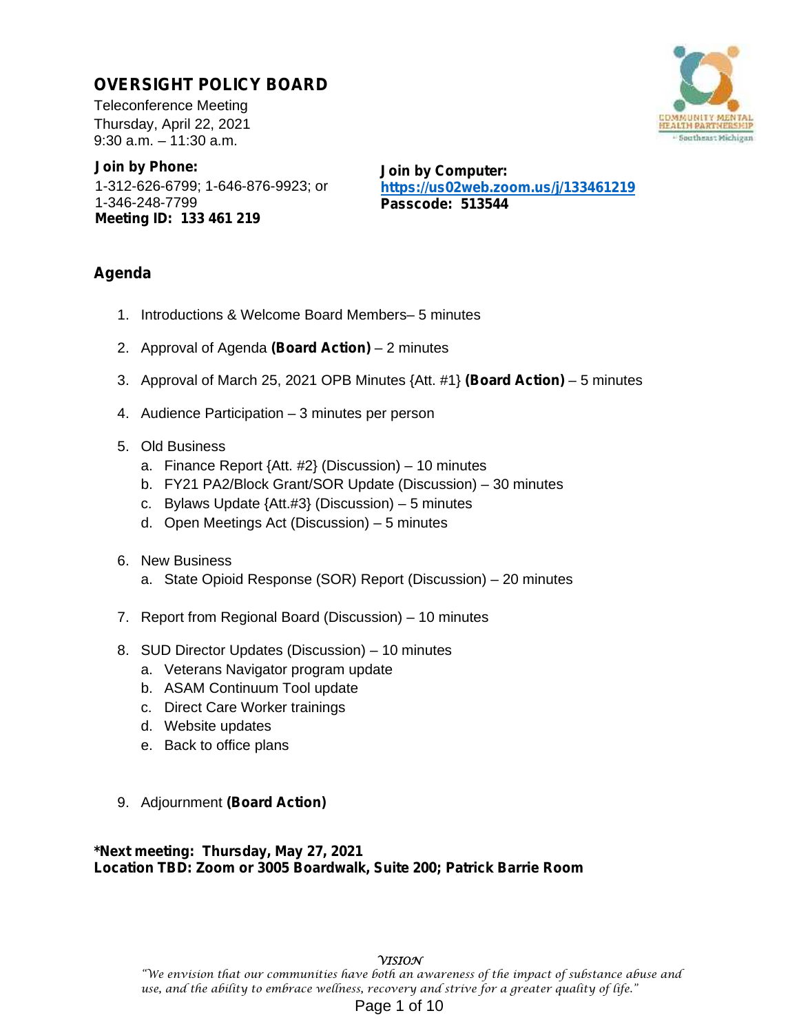# OVERSIGHT POLICY BOARD

Teleconference Meeting
Thursday, April 22, 2021
9:30 a.m. – 11:30 a.m.

**Join by Phone:**
1-312-626-6799; 1-646-876-9923; or
1-346-248-7799
**Meeting ID: 133 461 219**

**Join by Computer:**
**https://us02web.zoom.us/j/133461219**
**Passcode: 513544**

## Agenda

1. Introductions & Welcome Board Members– 5 minutes
2. Approval of Agenda **(Board Action)** – 2 minutes
3. Approval of March 25, 2021 OPB Minutes {Att. #1} **(Board Action)** – 5 minutes
4. Audience Participation – 3 minutes per person
5. Old Business
   a. Finance Report {Att. #2} (Discussion) – 10 minutes
   b. FY21 PA2/Block Grant/SOR Update (Discussion) – 30 minutes
   c. Bylaws Update {Att.#3} (Discussion) – 5 minutes
   d. Open Meetings Act (Discussion) – 5 minutes
6. New Business
   a. State Opioid Response (SOR) Report (Discussion) – 20 minutes
7. Report from Regional Board (Discussion) – 10 minutes
8. SUD Director Updates (Discussion) – 10 minutes
   a. Veterans Navigator program update
   b. ASAM Continuum Tool update
   c. Direct Care Worker trainings
   d. Website updates
   e. Back to office plans
9. Adjournment **(Board Action)**

**\*Next meeting: Thursday, May 27, 2021**
**Location TBD: Zoom or 3005 Boardwalk, Suite 200; Patrick Barrie Room**

*VISION*
*"We envision that our communities have both an awareness of the impact of substance abuse and use, and the ability to embrace wellness, recovery and strive for a greater quality of life."*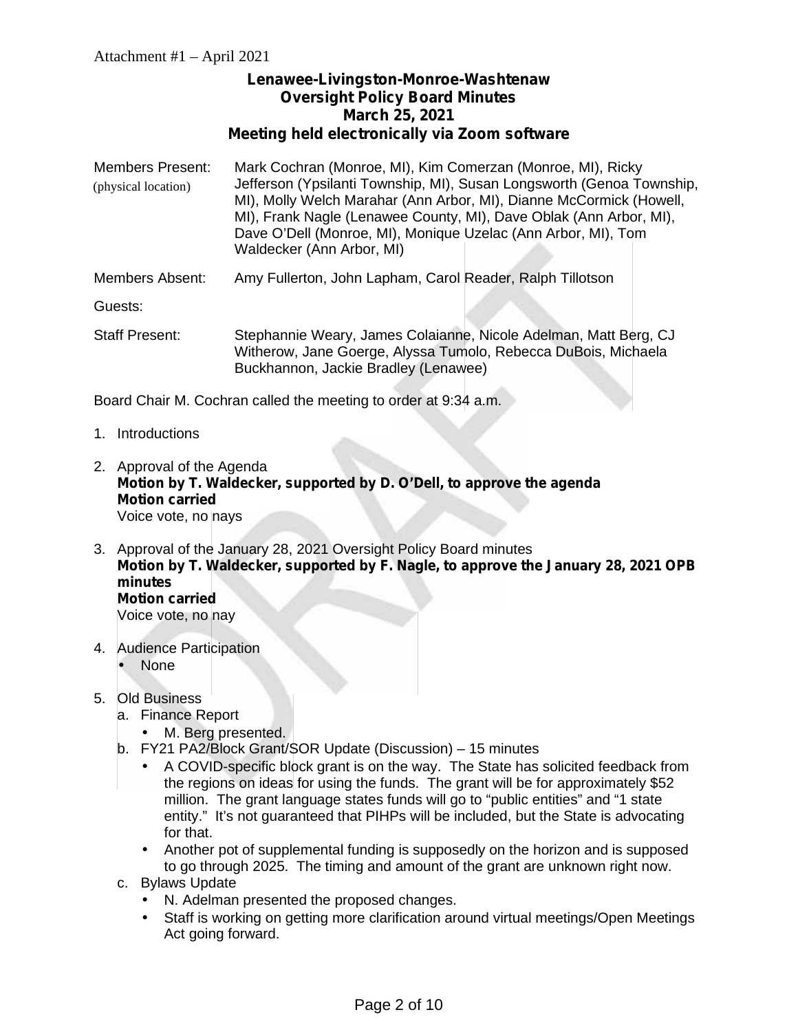Attachment #1 – April 2021

**Lenawee-Livingston-Monroe-Washtenaw**
**Oversight Policy Board Minutes**
**March 25, 2021**
**Meeting held electronically via Zoom software**

| | |
|---|---|
| Members Present: (physical location) | Mark Cochran (Monroe, MI), Kim Comerzan (Monroe, MI), Ricky Jefferson (Ypsilanti Township, MI), Susan Longsworth (Genoa Township, MI), Molly Welch Marahar (Ann Arbor, MI), Dianne McCormick (Howell, MI), Frank Nagle (Lenawee County, MI), Dave Oblak (Ann Arbor, MI), Dave O'Dell (Monroe, MI), Monique Uzelac (Ann Arbor, MI), Tom Waldecker (Ann Arbor, MI) |
| Members Absent: | Amy Fullerton, John Lapham, Carol Reader, Ralph Tillotson |
| Guests: | |
| Staff Present: | Stephannie Weary, James Colaianne, Nicole Adelman, Matt Berg, CJ Witherow, Jane Goerge, Alyssa Tumolo, Rebecca DuBois, Michaela Buckhannon, Jackie Bradley (Lenawee) |

Board Chair M. Cochran called the meeting to order at 9:34 a.m.

1. Introductions

2. Approval of the Agenda
   **Motion by T. Waldecker, supported by D. O'Dell, to approve the agenda**
   **Motion carried**
   Voice vote, no nays

3. Approval of the January 28, 2021 Oversight Policy Board minutes
   **Motion by T. Waldecker, supported by F. Nagle, to approve the January 28, 2021 OPB minutes**
   **Motion carried**
   Voice vote, no nay

4. Audience Participation
   - None

5. Old Business
   a. Finance Report
      - M. Berg presented.

   b. FY21 PA2/Block Grant/SOR Update (Discussion) – 15 minutes
      - A COVID-specific block grant is on the way. The State has solicited feedback from the regions on ideas for using the funds. The grant will be for approximately $52 million. The grant language states funds will go to "public entities" and "1 state entity." It's not guaranteed that PIHPs will be included, but the State is advocating for that.
      - Another pot of supplemental funding is supposedly on the horizon and is supposed to go through 2025. The timing and amount of the grant are unknown right now.

   c. Bylaws Update
      - N. Adelman presented the proposed changes.
      - Staff is working on getting more clarification around virtual meetings/Open Meetings Act going forward.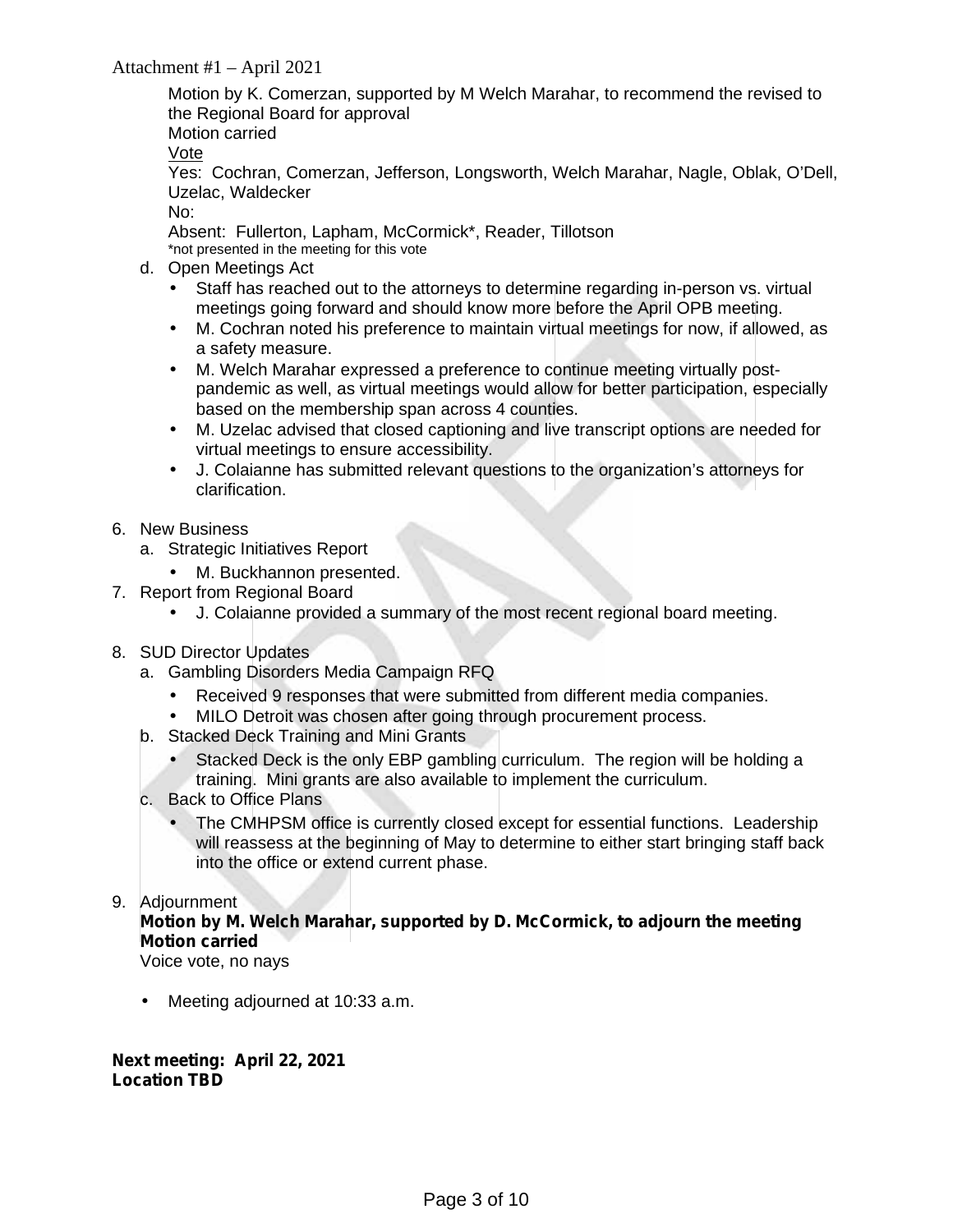Motion by K. Comerzan, supported by M Welch Marahar, to recommend the revised to the Regional Board for approval
Motion carried
Vote
Yes: Cochran, Comerzan, Jefferson, Longsworth, Welch Marahar, Nagle, Oblak, O'Dell, Uzelac, Waldecker
No:
Absent: Fullerton, Lapham, McCormick*, Reader, Tillotson
*not presented in the meeting for this vote

d. Open Meetings Act
   - Staff has reached out to the attorneys to determine regarding in-person vs. virtual meetings going forward and should know more before the April OPB meeting.
   - M. Cochran noted his preference to maintain virtual meetings for now, if allowed, as a safety measure.
   - M. Welch Marahar expressed a preference to continue meeting virtually post-pandemic as well, as virtual meetings would allow for better participation, especially based on the membership span across 4 counties.
   - M. Uzelac advised that closed captioning and live transcript options are needed for virtual meetings to ensure accessibility.
   - J. Colaianne has submitted relevant questions to the organization's attorneys for clarification.

6. New Business
   a. Strategic Initiatives Report
      - M. Buckhannon presented.
7. Report from Regional Board
   - J. Colaianne provided a summary of the most recent regional board meeting.

8. SUD Director Updates
   a. Gambling Disorders Media Campaign RFQ
      - Received 9 responses that were submitted from different media companies.
      - MILO Detroit was chosen after going through procurement process.
   b. Stacked Deck Training and Mini Grants
      - Stacked Deck is the only EBP gambling curriculum. The region will be holding a training. Mini grants are also available to implement the curriculum.
   c. Back to Office Plans
      - The CMHPSM office is currently closed except for essential functions. Leadership will reassess at the beginning of May to determine to either start bringing staff back into the office or extend current phase.

9. Adjournment
   **Motion by M. Welch Marahar, supported by D. McCormick, to adjourn the meeting**
   **Motion carried**
   Voice vote, no nays

   - Meeting adjourned at 10:33 a.m.

**Next meeting: April 22, 2021**
**Location TBD**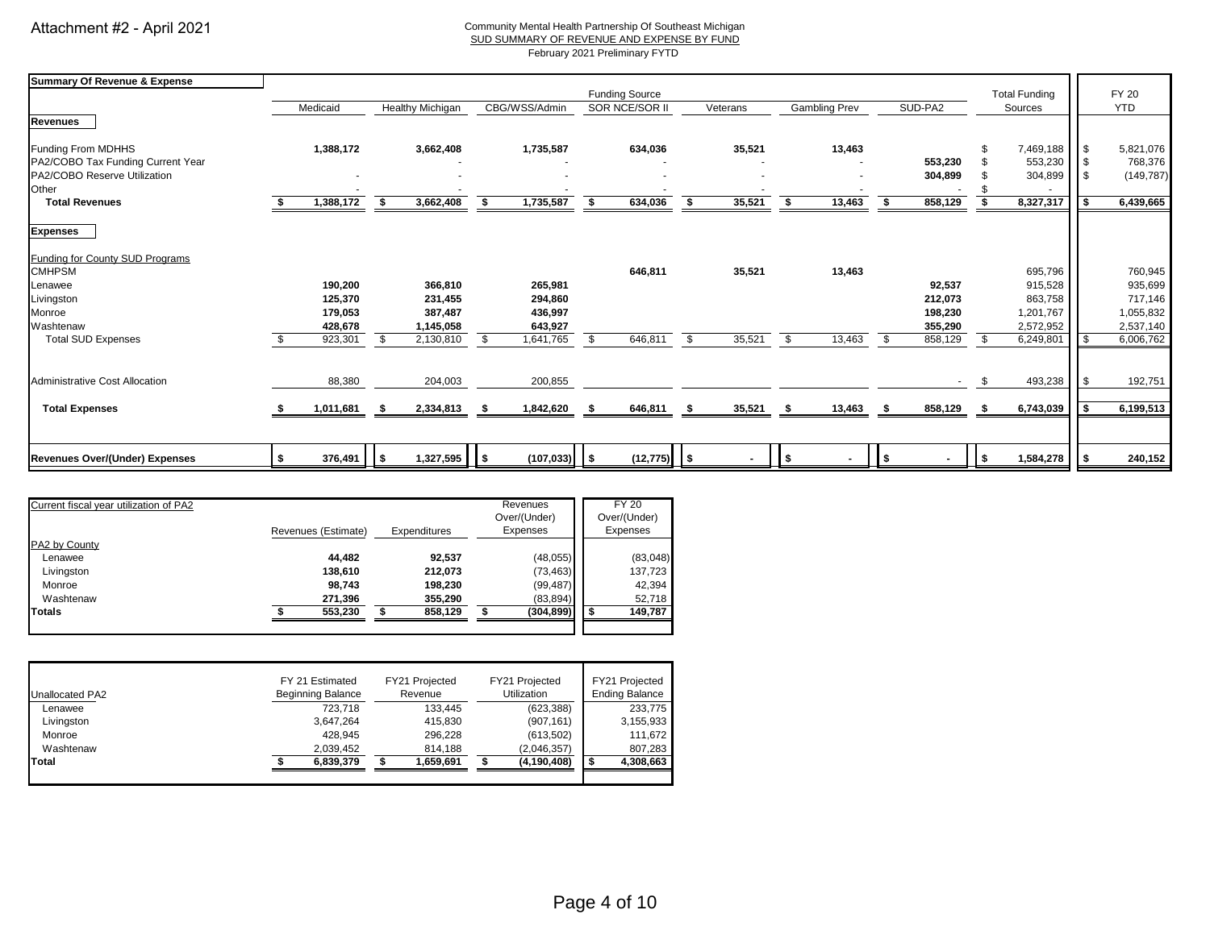Attachment #2 - April 2021

Community Mental Health Partnership Of Southeast Michigan
SUD SUMMARY OF REVENUE AND EXPENSE BY FUND
February 2021 Preliminary FYTD

| Summary Of Revenue & Expense | | | | Funding Source | | | | Total Funding | FY 20 |
|---|---|---|---|---|---|---|---|---|---|
| | Medicaid | Healthy Michigan | CBG/WSS/Admin | SOR NCE/SOR II | Veterans | Gambling Prev | SUD-PA2 | Sources | YTD |
| **Revenues** | | | | | | | | | |
| Funding From MDHHS | **1,388,172** | **3,662,408** | **1,735,587** | **634,036** | **35,521** | **13,463** | | $ 7,469,188 | $ 5,821,076 |
| PA2/COBO Tax Funding Current Year | | - | - | - | - | - | **553,230** | $ 553,230 | $ 768,376 |
| PA2/COBO Reserve Utilization | - | - | - | - | - | - | **304,899** | $ 304,899 | $ (149,787) |
| Other | - | - | - | - | - | - | - | $ - | |
| **Total Revenues** | **$ 1,388,172** | **$ 3,662,408** | **$ 1,735,587** | **$ 634,036** | **$ 35,521** | **$ 13,463** | **$ 858,129** | **$ 8,327,317** | **$ 6,439,665** |
| **Expenses** | | | | | | | | | |
| Funding for County SUD Programs | | | | | | | | | |
| CMHPSM | | | | **646,811** | **35,521** | **13,463** | | 695,796 | 760,945 |
| Lenawee | **190,200** | **366,810** | **265,981** | | | | **92,537** | 915,528 | 935,699 |
| Livingston | **125,370** | **231,455** | **294,860** | | | | **212,073** | 863,758 | 717,146 |
| Monroe | **179,053** | **387,487** | **436,997** | | | | **198,230** | 1,201,767 | 1,055,832 |
| Washtenaw | **428,678** | **1,145,058** | **643,927** | | | | **355,290** | 2,572,952 | 2,537,140 |
| Total SUD Expenses | $ 923,301 | $ 2,130,810 | $ 1,641,765 | $ 646,811 | $ 35,521 | $ 13,463 | $ 858,129 | $ 6,249,801 | $ 6,006,762 |
| Administrative Cost Allocation | 88,380 | 204,003 | 200,855 | | | | - | $ 493,238 | $ 192,751 |
| **Total Expenses** | **$ 1,011,681** | **$ 2,334,813** | **$ 1,842,620** | **$ 646,811** | **$ 35,521** | **$ 13,463** | **$ 858,129** | **$ 6,743,039** | **$ 6,199,513** |
| **Revenues Over/(Under) Expenses** | **$ 376,491** | **$ 1,327,595** | **$ (107,033)** | **$ (12,775)** | **$ -** | **$ -** | **$ -** | **$ 1,584,278** | **$ 240,152** |

| Current fiscal year utilization of PA2 | Revenues (Estimate) | Expenditures | Revenues Over/(Under) Expenses | FY 20 Over/(Under) Expenses |
|---|---|---|---|---|
| PA2 by County | | | | |
| Lenawee | **44,482** | **92,537** | (48,055) | (83,048) |
| Livingston | **138,610** | **212,073** | (73,463) | 137,723 |
| Monroe | **98,743** | **198,230** | (99,487) | 42,394 |
| Washtenaw | **271,396** | **355,290** | (83,894) | 52,718 |
| **Totals** | **$ 553,230** | **$ 858,129** | **$ (304,899)** | **$ 149,787** |

| Unallocated PA2 | FY 21 Estimated Beginning Balance | FY21 Projected Revenue | FY21 Projected Utilization | FY21 Projected Ending Balance |
|---|---|---|---|---|
| Lenawee | 723,718 | 133,445 | (623,388) | 233,775 |
| Livingston | 3,647,264 | 415,830 | (907,161) | 3,155,933 |
| Monroe | 428,945 | 296,228 | (613,502) | 111,672 |
| Washtenaw | 2,039,452 | 814,188 | (2,046,357) | 807,283 |
| **Total** | **$ 6,839,379** | **$ 1,659,691** | **$ (4,190,408)** | **$ 4,308,663** |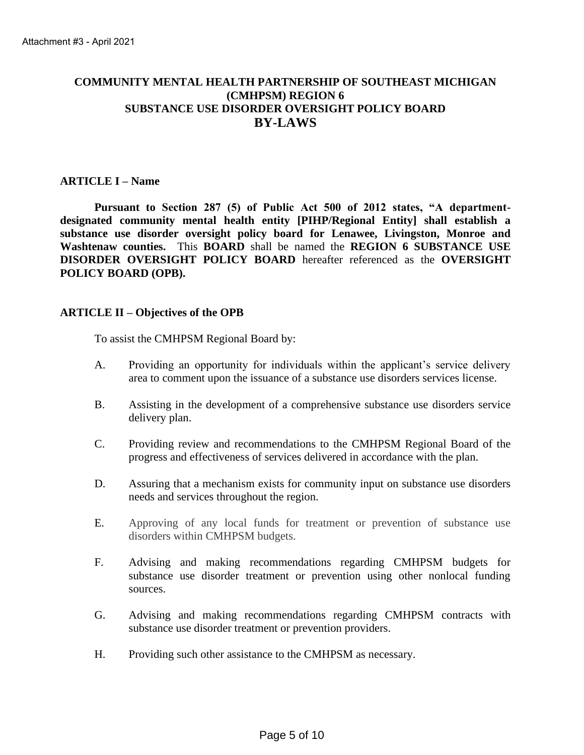Attachment #3 - April 2021

# COMMUNITY MENTAL HEALTH PARTNERSHIP OF SOUTHEAST MICHIGAN (CMHPSM) REGION 6
# SUBSTANCE USE DISORDER OVERSIGHT POLICY BOARD
# BY-LAWS

## ARTICLE I – Name

**Pursuant to Section 287 (5) of Public Act 500 of 2012 states, "A department-designated community mental health entity [PIHP/Regional Entity] shall establish a substance use disorder oversight policy board for Lenawee, Livingston, Monroe and Washtenaw counties.** This **BOARD** shall be named the **REGION 6 SUBSTANCE USE DISORDER OVERSIGHT POLICY BOARD** hereafter referenced as the **OVERSIGHT POLICY BOARD (OPB).**

## ARTICLE II – Objectives of the OPB

To assist the CMHPSM Regional Board by:

A. Providing an opportunity for individuals within the applicant's service delivery area to comment upon the issuance of a substance use disorders services license.

B. Assisting in the development of a comprehensive substance use disorders service delivery plan.

C. Providing review and recommendations to the CMHPSM Regional Board of the progress and effectiveness of services delivered in accordance with the plan.

D. Assuring that a mechanism exists for community input on substance use disorders needs and services throughout the region.

E. Approving of any local funds for treatment or prevention of substance use disorders within CMHPSM budgets.

F. Advising and making recommendations regarding CMHPSM budgets for substance use disorder treatment or prevention using other nonlocal funding sources.

G. Advising and making recommendations regarding CMHPSM contracts with substance use disorder treatment or prevention providers.

H. Providing such other assistance to the CMHPSM as necessary.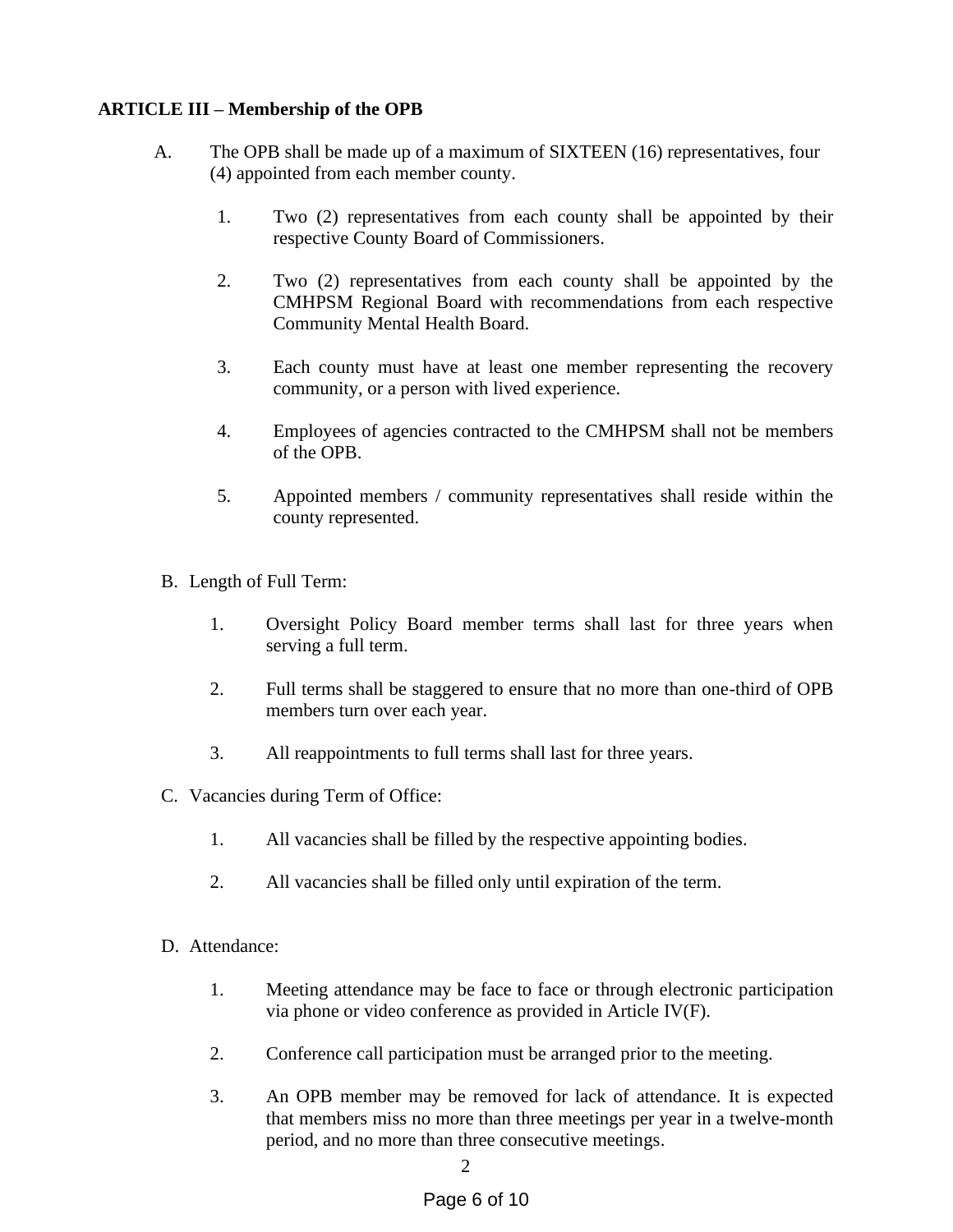**ARTICLE III – Membership of the OPB**

A. The OPB shall be made up of a maximum of SIXTEEN (16) representatives, four (4) appointed from each member county.

   1. Two (2) representatives from each county shall be appointed by their respective County Board of Commissioners.

   2. Two (2) representatives from each county shall be appointed by the CMHPSM Regional Board with recommendations from each respective Community Mental Health Board.

   3. Each county must have at least one member representing the recovery community, or a person with lived experience.

   4. Employees of agencies contracted to the CMHPSM shall not be members of the OPB.

   5. Appointed members / community representatives shall reside within the county represented.

B. Length of Full Term:

   1. Oversight Policy Board member terms shall last for three years when serving a full term.

   2. Full terms shall be staggered to ensure that no more than one-third of OPB members turn over each year.

   3. All reappointments to full terms shall last for three years.

C. Vacancies during Term of Office:

   1. All vacancies shall be filled by the respective appointing bodies.

   2. All vacancies shall be filled only until expiration of the term.

D. Attendance:

   1. Meeting attendance may be face to face or through electronic participation via phone or video conference as provided in Article IV(F).

   2. Conference call participation must be arranged prior to the meeting.

   3. An OPB member may be removed for lack of attendance. It is expected that members miss no more than three meetings per year in a twelve-month period, and no more than three consecutive meetings.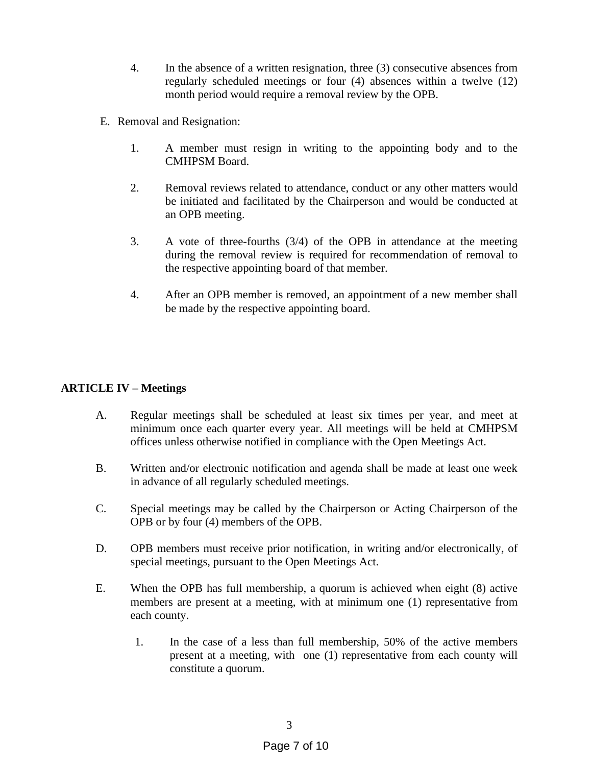4. In the absence of a written resignation, three (3) consecutive absences from regularly scheduled meetings or four (4) absences within a twelve (12) month period would require a removal review by the OPB.

E. Removal and Resignation:

1. A member must resign in writing to the appointing body and to the CMHPSM Board.

2. Removal reviews related to attendance, conduct or any other matters would be initiated and facilitated by the Chairperson and would be conducted at an OPB meeting.

3. A vote of three-fourths (3/4) of the OPB in attendance at the meeting during the removal review is required for recommendation of removal to the respective appointing board of that member.

4. After an OPB member is removed, an appointment of a new member shall be made by the respective appointing board.

**ARTICLE IV – Meetings**

A. Regular meetings shall be scheduled at least six times per year, and meet at minimum once each quarter every year. All meetings will be held at CMHPSM offices unless otherwise notified in compliance with the Open Meetings Act.

B. Written and/or electronic notification and agenda shall be made at least one week in advance of all regularly scheduled meetings.

C. Special meetings may be called by the Chairperson or Acting Chairperson of the OPB or by four (4) members of the OPB.

D. OPB members must receive prior notification, in writing and/or electronically, of special meetings, pursuant to the Open Meetings Act.

E. When the OPB has full membership, a quorum is achieved when eight (8) active members are present at a meeting, with at minimum one (1) representative from each county.

1. In the case of a less than full membership, 50% of the active members present at a meeting, with one (1) representative from each county will constitute a quorum.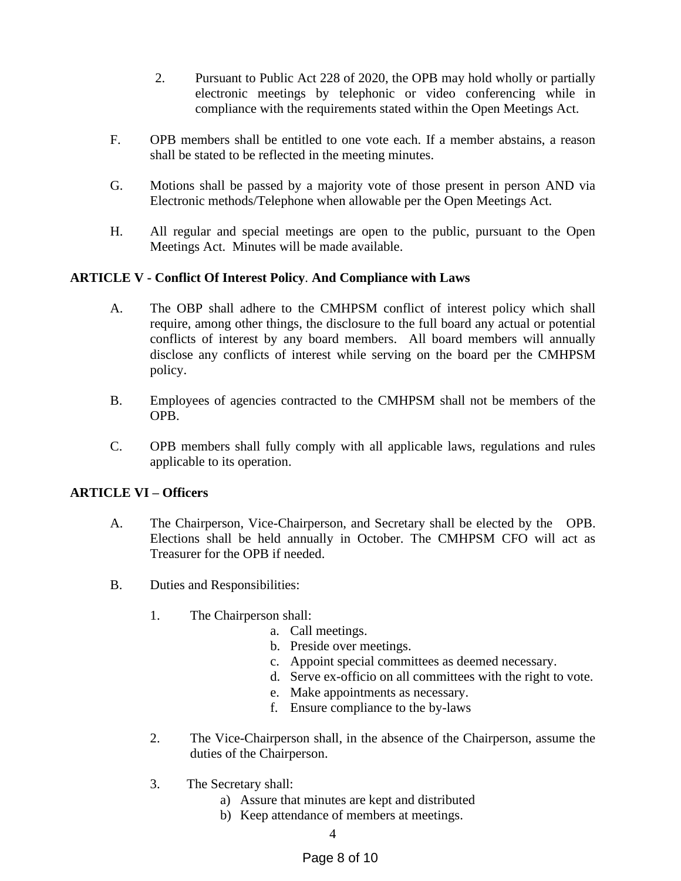2. Pursuant to Public Act 228 of 2020, the OPB may hold wholly or partially electronic meetings by telephonic or video conferencing while in compliance with the requirements stated within the Open Meetings Act.

F. OPB members shall be entitled to one vote each. If a member abstains, a reason shall be stated to be reflected in the meeting minutes.

G. Motions shall be passed by a majority vote of those present in person AND via Electronic methods/Telephone when allowable per the Open Meetings Act.

H. All regular and special meetings are open to the public, pursuant to the Open Meetings Act. Minutes will be made available.

**ARTICLE V - Conflict Of Interest Policy. And Compliance with Laws**

A. The OBP shall adhere to the CMHPSM conflict of interest policy which shall require, among other things, the disclosure to the full board any actual or potential conflicts of interest by any board members. All board members will annually disclose any conflicts of interest while serving on the board per the CMHPSM policy.

B. Employees of agencies contracted to the CMHPSM shall not be members of the OPB.

C. OPB members shall fully comply with all applicable laws, regulations and rules applicable to its operation.

**ARTICLE VI – Officers**

A. The Chairperson, Vice-Chairperson, and Secretary shall be elected by the OPB. Elections shall be held annually in October. The CMHPSM CFO will act as Treasurer for the OPB if needed.

B. Duties and Responsibilities:

1. The Chairperson shall:
   a. Call meetings.
   b. Preside over meetings.
   c. Appoint special committees as deemed necessary.
   d. Serve ex-officio on all committees with the right to vote.
   e. Make appointments as necessary.
   f. Ensure compliance to the by-laws

2. The Vice-Chairperson shall, in the absence of the Chairperson, assume the duties of the Chairperson.

3. The Secretary shall:
   a) Assure that minutes are kept and distributed
   b) Keep attendance of members at meetings.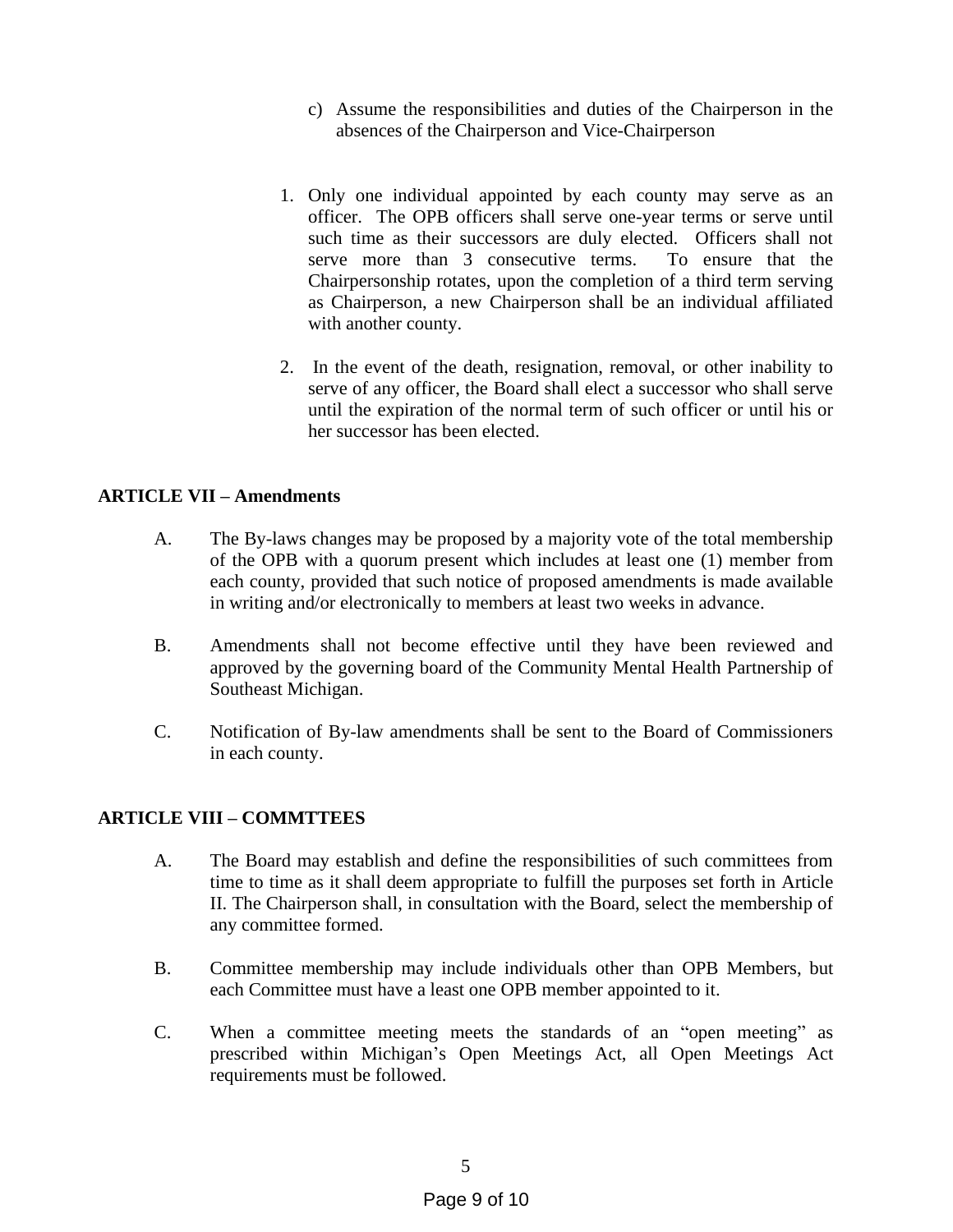c) Assume the responsibilities and duties of the Chairperson in the absences of the Chairperson and Vice-Chairperson

1. Only one individual appointed by each county may serve as an officer. The OPB officers shall serve one-year terms or serve until such time as their successors are duly elected. Officers shall not serve more than 3 consecutive terms. To ensure that the Chairpersonship rotates, upon the completion of a third term serving as Chairperson, a new Chairperson shall be an individual affiliated with another county.

2. In the event of the death, resignation, removal, or other inability to serve of any officer, the Board shall elect a successor who shall serve until the expiration of the normal term of such officer or until his or her successor has been elected.

**ARTICLE VII – Amendments**

A. The By-laws changes may be proposed by a majority vote of the total membership of the OPB with a quorum present which includes at least one (1) member from each county, provided that such notice of proposed amendments is made available in writing and/or electronically to members at least two weeks in advance.

B. Amendments shall not become effective until they have been reviewed and approved by the governing board of the Community Mental Health Partnership of Southeast Michigan.

C. Notification of By-law amendments shall be sent to the Board of Commissioners in each county.

**ARTICLE VIII – COMMTTEES**

A. The Board may establish and define the responsibilities of such committees from time to time as it shall deem appropriate to fulfill the purposes set forth in Article II. The Chairperson shall, in consultation with the Board, select the membership of any committee formed.

B. Committee membership may include individuals other than OPB Members, but each Committee must have a least one OPB member appointed to it.

C. When a committee meeting meets the standards of an "open meeting" as prescribed within Michigan's Open Meetings Act, all Open Meetings Act requirements must be followed.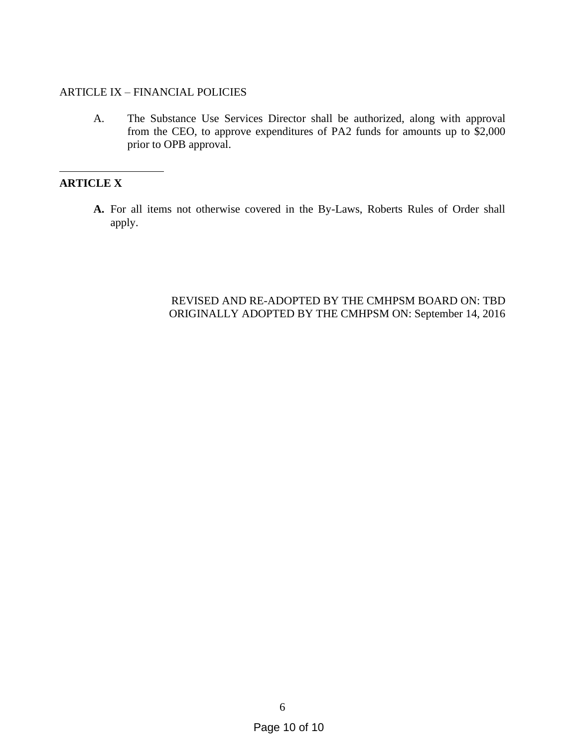ARTICLE IX – FINANCIAL POLICIES

A. The Substance Use Services Director shall be authorized, along with approval from the CEO, to approve expenditures of PA2 funds for amounts up to $2,000 prior to OPB approval.

---

**ARTICLE X**

**A.** For all items not otherwise covered in the By-Laws, Roberts Rules of Order shall apply.

REVISED AND RE-ADOPTED BY THE CMHPSM BOARD ON: TBD
ORIGINALLY ADOPTED BY THE CMHPSM ON: September 14, 2016